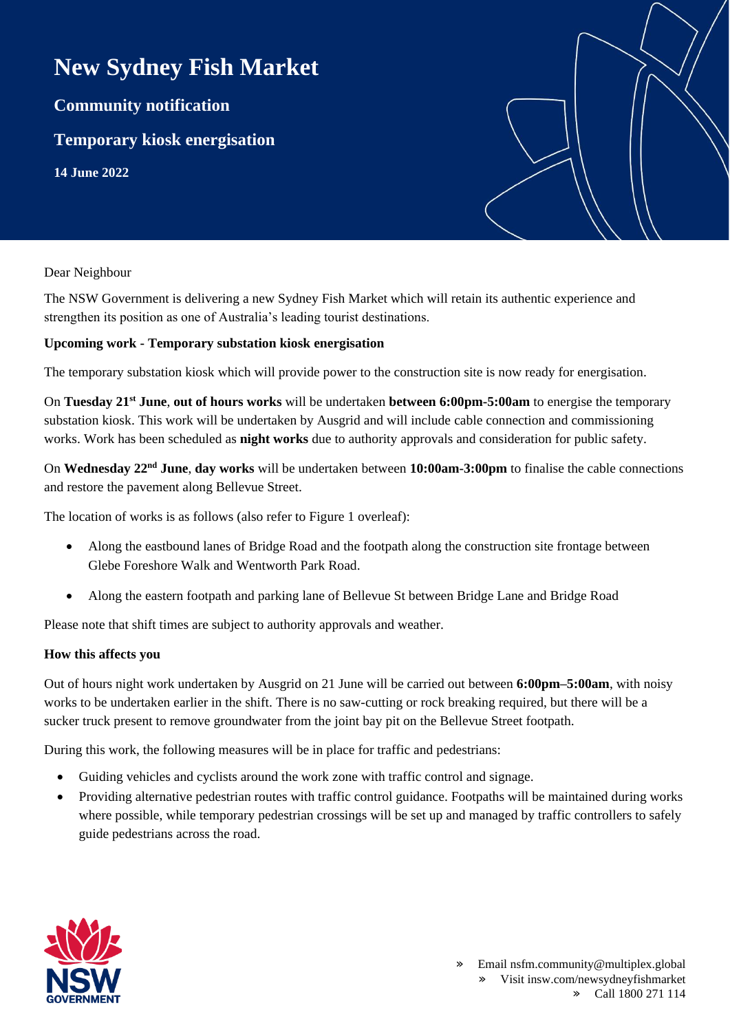# New Sydney Fish Market

## Community notification

## Temporary kiosk energisation

**14 June 2022**

Dear Neighbour

The NSW Government is delivering a new Sydney Fish Market which will retain its authentic experience and strengthen its position as one of Australia's leading tourist destinations.

**Upcoming work - Temporary substation kiosk energisation**

The temporary substation kiosk which will provide power to the construction site is now ready for energisation.

On **Tuesday 21st June**, **out of hours works** will be undertaken **between 6:00pm-5:00am** to energise the temporary substation kiosk. This work will be undertaken by Ausgrid and will include cable connection and commissioning works. Work has been scheduled as **night works** due to authority approvals and consideration for public safety.

On **Wednesday 22nd June**, **day works** will be undertaken between **10:00am-3:00pm** to finalise the cable connections and restore the pavement along Bellevue Street.

The location of works is as follows (also refer to Figure 1 overleaf):

- Along the eastbound lanes of Bridge Road and the footpath along the construction site frontage between Glebe Foreshore Walk and Wentworth Park Road.
- Along the eastern footpath and parking lane of Bellevue St between Bridge Lane and Bridge Road

Please note that shift times are subject to authority approvals and weather.

**How this affects you**

Out of hours night work undertaken by Ausgrid on 21 June will be carried out between **6:00pm–5:00am**, with noisy works to be undertaken earlier in the shift. There is no saw-cutting or rock breaking required, but there will be a sucker truck present to remove groundwater from the joint bay pit on the Bellevue Street footpath.

During this work, the following measures will be in place for traffic and pedestrians:

- Guiding vehicles and cyclists around the work zone with traffic control and signage.
- Providing alternative pedestrian routes with traffic control guidance. Footpaths will be maintained during works where possible, while temporary pedestrian crossings will be set up and managed by traffic controllers to safely guide pedestrians across the road.

» Email nsfm.community@multiplex.global
» Visit insw.com/newsydneyfishmarket
» Call 1800 271 114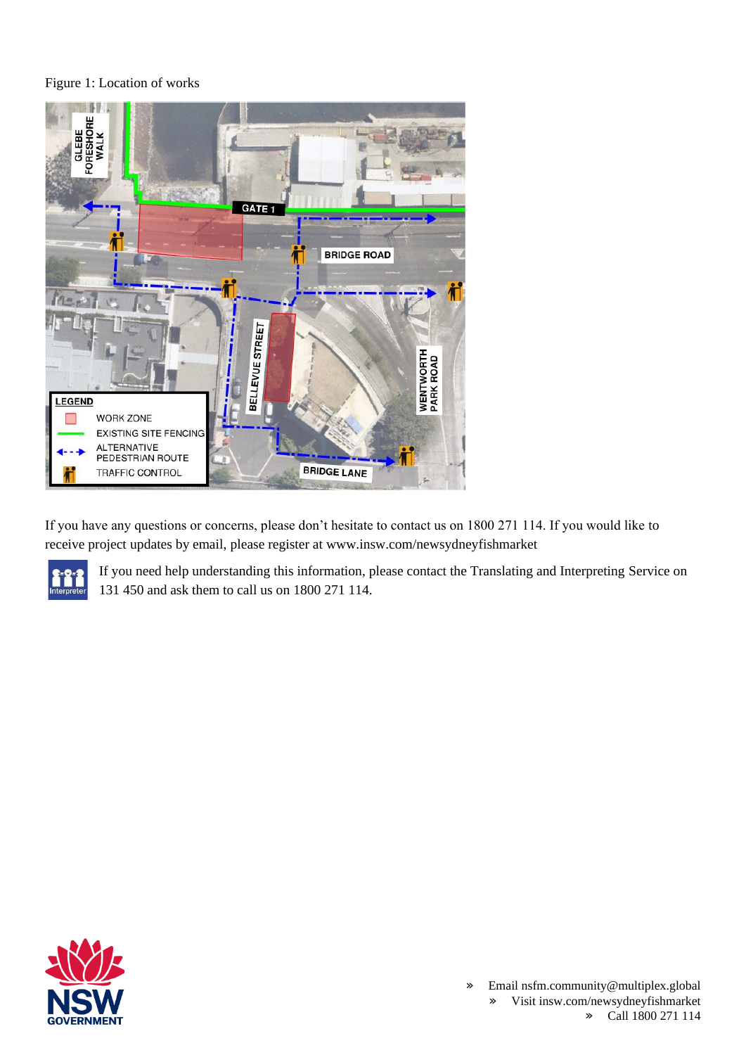Figure 1: Location of works

GLEBE FORESHORE WALK

GATE 1

BRIDGE ROAD

BELLEVUE STREET

WENTWORTH PARK ROAD

BRIDGE LANE

LEGEND

WORK ZONE

EXISTING SITE FENCING

ALTERNATIVE PEDESTRIAN ROUTE

TRAFFIC CONTROL

If you have any questions or concerns, please don't hesitate to contact us on 1800 271 114. If you would like to receive project updates by email, please register at www.insw.com/newsydneyfishmarket

If you need help understanding this information, please contact the Translating and Interpreting Service on 131 450 and ask them to call us on 1800 271 114.

- Email nsfm.community@multiplex.global
- Visit insw.com/newsydneyfishmarket
- Call 1800 271 114